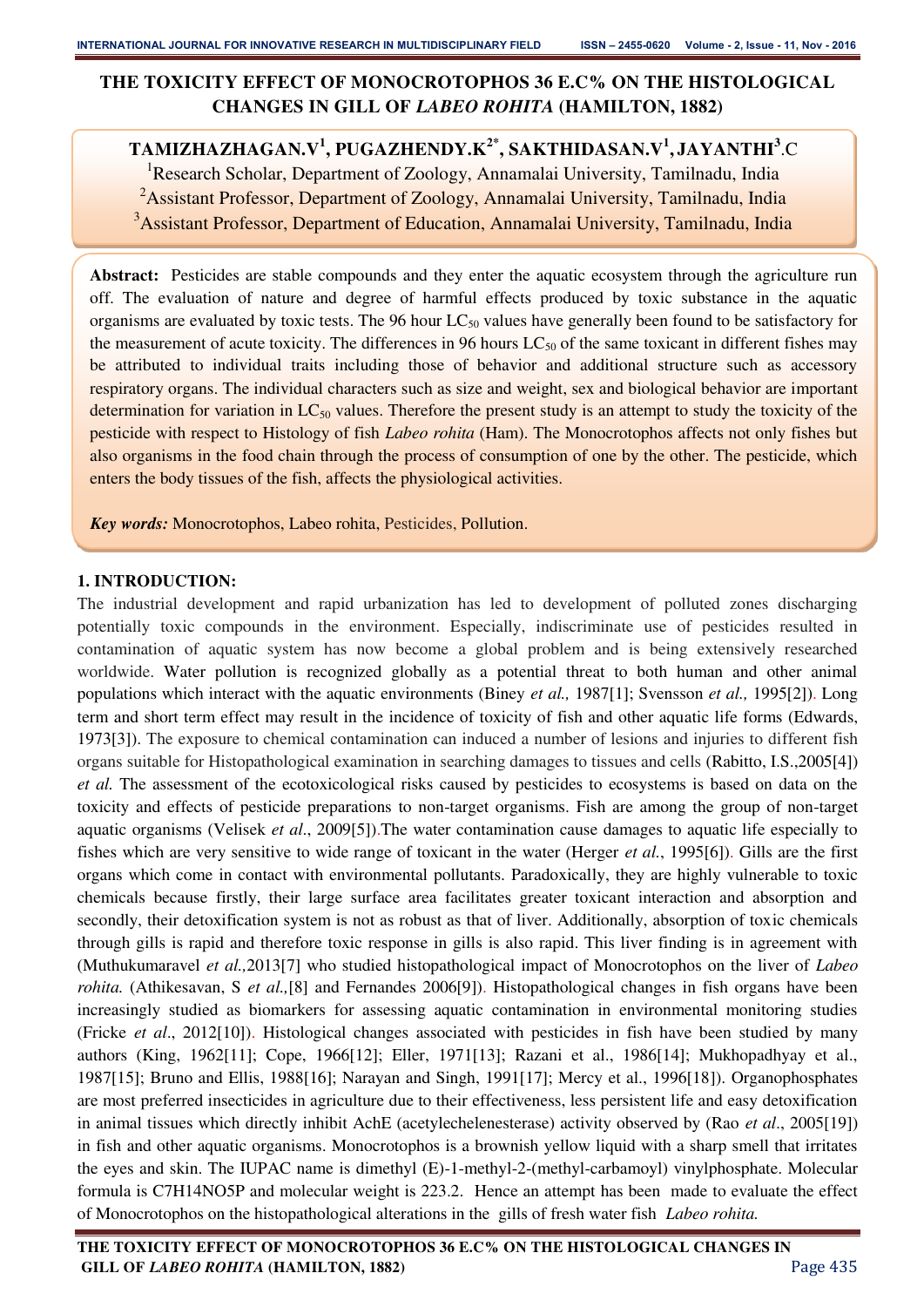# THE TOXICITY EFFECT OF MONOCROTOPHOS 36 E.C% ON THE HISTOLOGICAL CHANGES IN GILL OF *LABEO ROHITA* (HAMILTON, 1882)

**TAMIZHAZHAGAN.V[1], PUGAZHENDY.K[2*], SAKTHIDASAN.V[1], JAYANTHI[3].C**

[1]Research Scholar, Department of Zoology, Annamalai University, Tamilnadu, India
[2]Assistant Professor, Department of Zoology, Annamalai University, Tamilnadu, India
[3]Assistant Professor, Department of Education, Annamalai University, Tamilnadu, India

**Abstract:** Pesticides are stable compounds and they enter the aquatic ecosystem through the agriculture run off. The evaluation of nature and degree of harmful effects produced by toxic substance in the aquatic organisms are evaluated by toxic tests. The 96 hour $LC_{50}$ values have generally been found to be satisfactory for the measurement of acute toxicity. The differences in 96 hours $LC_{50}$ of the same toxicant in different fishes may be attributed to individual traits including those of behavior and additional structure such as accessory respiratory organs. The individual characters such as size and weight, sex and biological behavior are important determination for variation in $LC_{50}$ values. Therefore the present study is an attempt to study the toxicity of the pesticide with respect to Histology of fish *Labeo rohita* (Ham). The Monocrotophos affects not only fishes but also organisms in the food chain through the process of consumption of one by the other. The pesticide, which enters the body tissues of the fish, affects the physiological activities.

***Key words:*** Monocrotophos, Labeo rohita, Pesticides, Pollution.

## 1. INTRODUCTION:

The industrial development and rapid urbanization has led to development of polluted zones discharging potentially toxic compounds in the environment. Especially, indiscriminate use of pesticides resulted in contamination of aquatic system has now become a global problem and is being extensively researched worldwide. Water pollution is recognized globally as a potential threat to both human and other animal populations which interact with the aquatic environments (Biney *et al.,* 1987[1]; Svensson *et al.,* 1995[2]). Long term and short term effect may result in the incidence of toxicity of fish and other aquatic life forms (Edwards, 1973[3]). The exposure to chemical contamination can induced a number of lesions and injuries to different fish organs suitable for Histopathological examination in searching damages to tissues and cells (Rabitto, I.S.,2005[4]) *et al.* The assessment of the ecotoxicological risks caused by pesticides to ecosystems is based on data on the toxicity and effects of pesticide preparations to non-target organisms. Fish are among the group of non-target aquatic organisms (Velisek *et al*., 2009[5]).The water contamination cause damages to aquatic life especially to fishes which are very sensitive to wide range of toxicant in the water (Herger *et al.*, 1995[6]). Gills are the first organs which come in contact with environmental pollutants. Paradoxically, they are highly vulnerable to toxic chemicals because firstly, their large surface area facilitates greater toxicant interaction and absorption and secondly, their detoxification system is not as robust as that of liver. Additionally, absorption of toxic chemicals through gills is rapid and therefore toxic response in gills is also rapid. This liver finding is in agreement with (Muthukumaravel *et al.,*2013[7] who studied histopathological impact of Monocrotophos on the liver of *Labeo rohita.* (Athikesavan, S *et al.,*[8] and Fernandes 2006[9]). Histopathological changes in fish organs have been increasingly studied as biomarkers for assessing aquatic contamination in environmental monitoring studies (Fricke *et al*., 2012[10]). Histological changes associated with pesticides in fish have been studied by many authors (King, 1962[11]; Cope, 1966[12]; Eller, 1971[13]; Razani et al., 1986[14]; Mukhopadhyay et al., 1987[15]; Bruno and Ellis, 1988[16]; Narayan and Singh, 1991[17]; Mercy et al., 1996[18]). Organophosphates are most preferred insecticides in agriculture due to their effectiveness, less persistent life and easy detoxification in animal tissues which directly inhibit AchE (acetylechelenesterase) activity observed by (Rao *et al*., 2005[19]) in fish and other aquatic organisms. Monocrotophos is a brownish yellow liquid with a sharp smell that irritates the eyes and skin. The IUPAC name is dimethyl (E)-1-methyl-2-(methyl-carbamoyl) vinylphosphate. Molecular formula is $C_7H_{14}NO_5P$ and molecular weight is 223.2. Hence an attempt has been made to evaluate the effect of Monocrotophos on the histopathological alterations in the gills of fresh water fish *Labeo rohita.*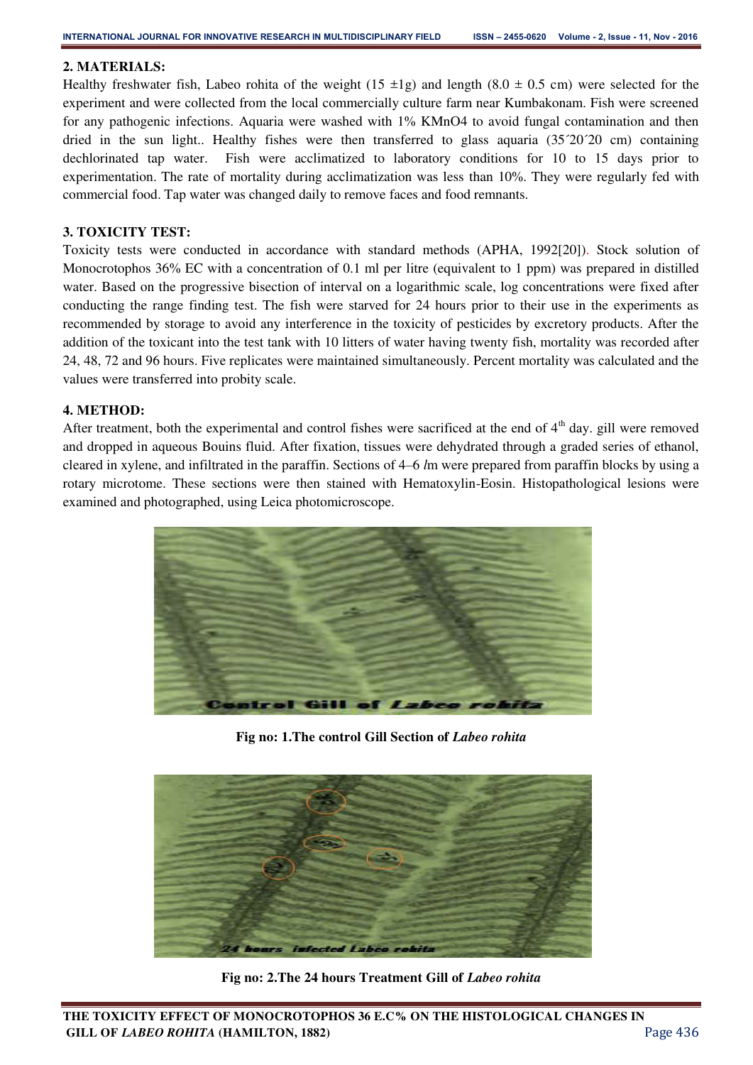## 2. MATERIALS:

Healthy freshwater fish, Labeo rohita of the weight (15 ±1g) and length (8.0 ± 0.5 cm) were selected for the experiment and were collected from the local commercially culture farm near Kumbakonam. Fish were screened for any pathogenic infections. Aquaria were washed with 1% $KMnO_4$ to avoid fungal contamination and then dried in the sun light.. Healthy fishes were then transferred to glass aquaria (35´20´20 cm) containing dechlorinated tap water. Fish were acclimatized to laboratory conditions for 10 to 15 days prior to experimentation. The rate of mortality during acclimatization was less than 10%. They were regularly fed with commercial food. Tap water was changed daily to remove faces and food remnants.

## 3. TOXICITY TEST:

Toxicity tests were conducted in accordance with standard methods (APHA, 1992[20]). Stock solution of Monocrotophos 36% EC with a concentration of 0.1 ml per litre (equivalent to 1 ppm) was prepared in distilled water. Based on the progressive bisection of interval on a logarithmic scale, log concentrations were fixed after conducting the range finding test. The fish were starved for 24 hours prior to their use in the experiments as recommended by storage to avoid any interference in the toxicity of pesticides by excretory products. After the addition of the toxicant into the test tank with 10 litters of water having twenty fish, mortality was recorded after 24, 48, 72 and 96 hours. Five replicates were maintained simultaneously. Percent mortality was calculated and the values were transferred into probity scale.

## 4. METHOD:

After treatment, both the experimental and control fishes were sacrificed at the end of 4[th] day. gill were removed and dropped in aqueous Bouins fluid. After fixation, tissues were dehydrated through a graded series of ethanol, cleared in xylene, and infiltrated in the paraffin. Sections of 4–6 *l*m were prepared from paraffin blocks by using a rotary microtome. These sections were then stained with Hematoxylin-Eosin. Histopathological lesions were examined and photographed, using Leica photomicroscope.

**Fig no: 1.The control Gill Section of *Labeo rohita***

**Fig no: 2.The 24 hours Treatment Gill of *Labeo rohita***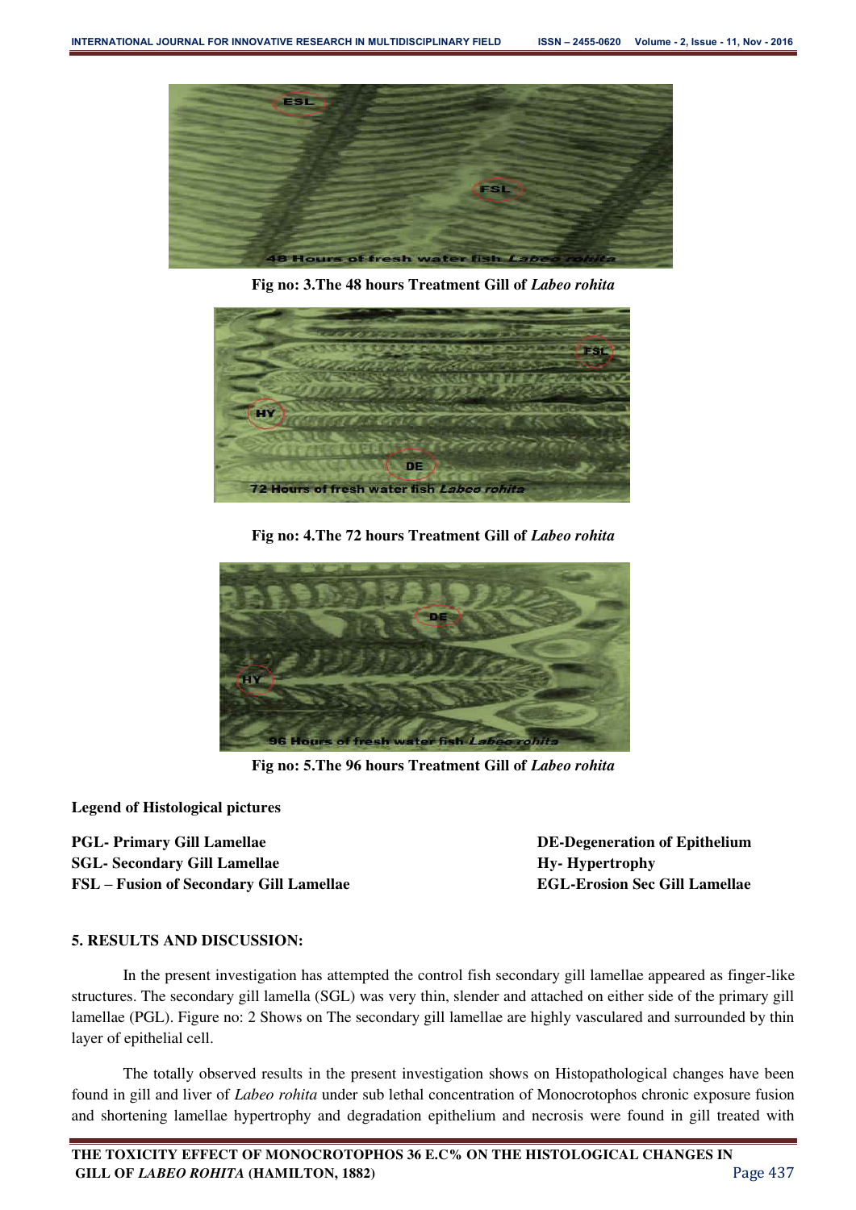Fig no: 3.The 48 hours Treatment Gill of *Labeo rohita*

Fig no: 4.The 72 hours Treatment Gill of *Labeo rohita*

Fig no: 5.The 96 hours Treatment Gill of *Labeo rohita*

**Legend of Histological pictures**

**PGL- Primary Gill Lamellae**
**SGL- Secondary Gill Lamellae**
**FSL – Fusion of Secondary Gill Lamellae**

**DE-Degeneration of Epithelium**
**Hy- Hypertrophy**
**EGL-Erosion Sec Gill Lamellae**

## 5. RESULTS AND DISCUSSION:

In the present investigation has attempted the control fish secondary gill lamellae appeared as finger-like structures. The secondary gill lamella (SGL) was very thin, slender and attached on either side of the primary gill lamellae (PGL). Figure no: 2 Shows on The secondary gill lamellae are highly vasculared and surrounded by thin layer of epithelial cell.

The totally observed results in the present investigation shows on Histopathological changes have been found in gill and liver of *Labeo rohita* under sub lethal concentration of Monocrotophos chronic exposure fusion and shortening lamellae hypertrophy and degradation epithelium and necrosis were found in gill treated with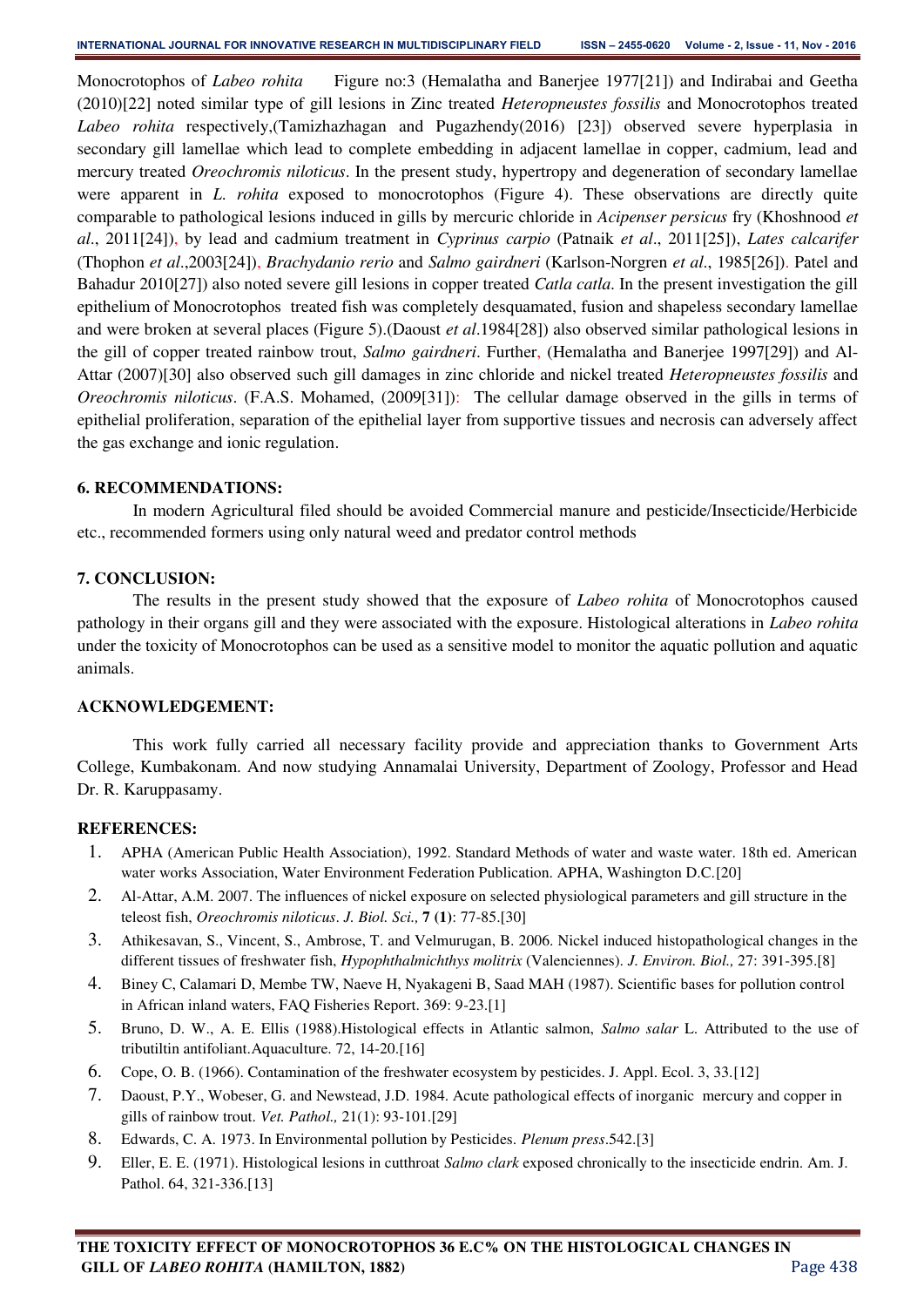Monocrotophos of *Labeo rohita* Figure no:3 (Hemalatha and Banerjee 1977[21]) and Indirabai and Geetha (2010)[22] noted similar type of gill lesions in Zinc treated *Heteropneustes fossilis* and Monocrotophos treated *Labeo rohita* respectively,(Tamizhazhagan and Pugazhendy(2016) [23]) observed severe hyperplasia in secondary gill lamellae which lead to complete embedding in adjacent lamellae in copper, cadmium, lead and mercury treated *Oreochromis niloticus*. In the present study, hypertropy and degeneration of secondary lamellae were apparent in *L. rohita* exposed to monocrotophos (Figure 4). These observations are directly quite comparable to pathological lesions induced in gills by mercuric chloride in *Acipenser persicus* fry (Khoshnood *et al*., 2011[24]), by lead and cadmium treatment in *Cyprinus carpio* (Patnaik *et al*., 2011[25]), *Lates calcarifer* (Thophon *et al*.,2003[24]), *Brachydanio rerio* and *Salmo gairdneri* (Karlson-Norgren *et al*., 1985[26]). Patel and Bahadur 2010[27]) also noted severe gill lesions in copper treated *Catla catla*. In the present investigation the gill epithelium of Monocrotophos treated fish was completely desquamated, fusion and shapeless secondary lamellae and were broken at several places (Figure 5).(Daoust *et al*.1984[28]) also observed similar pathological lesions in the gill of copper treated rainbow trout, *Salmo gairdneri*. Further, (Hemalatha and Banerjee 1997[29]) and Al-Attar (2007)[30] also observed such gill damages in zinc chloride and nickel treated *Heteropneustes fossilis* and *Oreochromis niloticus*. (F.A.S. Mohamed, (2009[31]): The cellular damage observed in the gills in terms of epithelial proliferation, separation of the epithelial layer from supportive tissues and necrosis can adversely affect the gas exchange and ionic regulation.

## 6. RECOMMENDATIONS:

In modern Agricultural filed should be avoided Commercial manure and pesticide/Insecticide/Herbicide etc., recommended formers using only natural weed and predator control methods

## 7. CONCLUSION:

The results in the present study showed that the exposure of *Labeo rohita* of Monocrotophos caused pathology in their organs gill and they were associated with the exposure. Histological alterations in *Labeo rohita* under the toxicity of Monocrotophos can be used as a sensitive model to monitor the aquatic pollution and aquatic animals.

## ACKNOWLEDGEMENT:

This work fully carried all necessary facility provide and appreciation thanks to Government Arts College, Kumbakonam. And now studying Annamalai University, Department of Zoology, Professor and Head Dr. R. Karuppasamy.

## REFERENCES:

1. APHA (American Public Health Association), 1992. Standard Methods of water and waste water. 18th ed. American water works Association, Water Environment Federation Publication. APHA, Washington D.C.[20]
2. Al-Attar, A.M. 2007. The influences of nickel exposure on selected physiological parameters and gill structure in the teleost fish, *Oreochromis niloticus*. *J. Biol. Sci.,* **7** (**1**): 77-85.[30]
3. Athikesavan, S., Vincent, S., Ambrose, T. and Velmurugan, B. 2006. Nickel induced histopathological changes in the different tissues of freshwater fish, *Hypophthalmichthys molitrix* (Valenciennes). *J. Environ. Biol.,* 27: 391-395.[8]
4. Biney C, Calamari D, Membe TW, Naeve H, Nyakageni B, Saad MAH (1987). Scientific bases for pollution control in African inland waters, FAQ Fisheries Report. 369: 9-23.[1]
5. Bruno, D. W., A. E. Ellis (1988).Histological effects in Atlantic salmon, *Salmo salar* L. Attributed to the use of tributiltin antifoliant.Aquaculture. 72, 14-20.[16]
6. Cope, O. B. (1966). Contamination of the freshwater ecosystem by pesticides. J. Appl. Ecol. 3, 33.[12]
7. Daoust, P.Y., Wobeser, G. and Newstead, J.D. 1984. Acute pathological effects of inorganic mercury and copper in gills of rainbow trout. *Vet. Pathol.,* 21(1): 93-101.[29]
8. Edwards, C. A. 1973. In Environmental pollution by Pesticides. *Plenum press*.542.[3]
9. Eller, E. E. (1971). Histological lesions in cutthroat *Salmo clark* exposed chronically to the insecticide endrin. Am. J. Pathol. 64, 321-336.[13]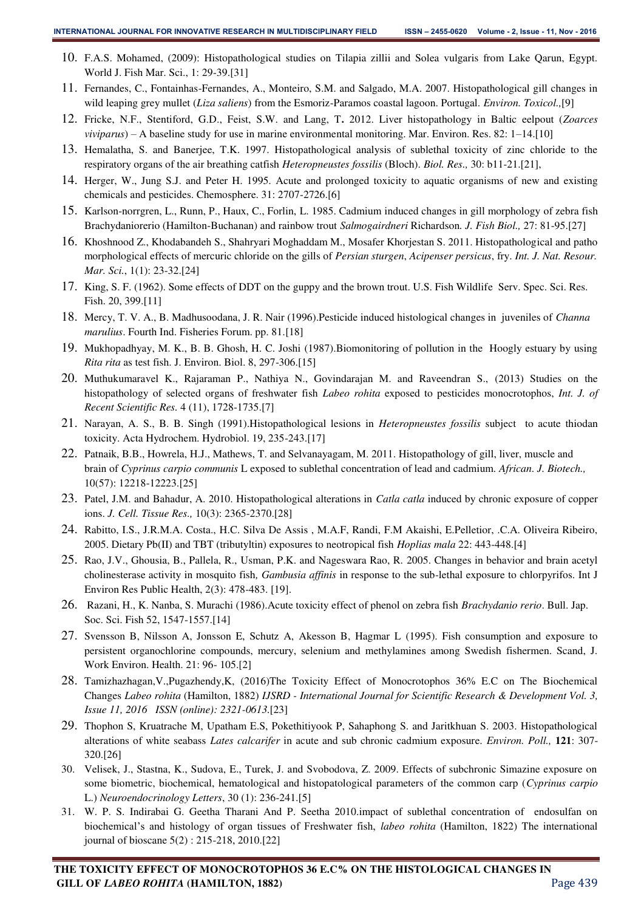10. F.A.S. Mohamed, (2009): Histopathological studies on Tilapia zillii and Solea vulgaris from Lake Qarun, Egypt. World J. Fish Mar. Sci., 1: 29-39.[31]
11. Fernandes, C., Fontainhas-Fernandes, A., Monteiro, S.M. and Salgado, M.A. 2007. Histopathological gill changes in wild leaping grey mullet (*Liza saliens*) from the Esmoriz-Paramos coastal lagoon. Portugal. *Environ. Toxicol.*,[9]
12. Fricke, N.F., Stentiford, G.D., Feist, S.W. and Lang, T**.** 2012. Liver histopathology in Baltic eelpout (*Zoarces viviparus*) – A baseline study for use in marine environmental monitoring. Mar. Environ. Res. 82: 1–14.[10]
13. Hemalatha, S. and Banerjee, T.K. 1997. Histopathological analysis of sublethal toxicity of zinc chloride to the respiratory organs of the air breathing catfish *Heteropneustes fossilis* (Bloch). *Biol. Res.,* 30: b11-21.[21],
14. Herger, W., Jung S.J. and Peter H. 1995. Acute and prolonged toxicity to aquatic organisms of new and existing chemicals and pesticides. Chemosphere. 31: 2707-2726.[6]
15. Karlson-norrgren, L., Runn, P., Haux, C., Forlin, L. 1985. Cadmium induced changes in gill morphology of zebra fish Brachydaniorerio (Hamilton-Buchanan) and rainbow trout *Salmogairdneri* Richardson. *J. Fish Biol.,* 27: 81-95.[27]
16. Khoshnood Z., Khodabandeh S., Shahryari Moghaddam M., Mosafer Khorjestan S. 2011. Histopathological and patho morphological effects of mercuric chloride on the gills of *Persian sturgen*, *Acipenser persicus*, fry. *Int. J. Nat. Resour. Mar. Sci.*, 1(1): 23-32.[24]
17. King, S. F. (1962). Some effects of DDT on the guppy and the brown trout. U.S. Fish Wildlife Serv. Spec. Sci. Res. Fish. 20, 399.[11]
18. Mercy, T. V. A., B. Madhusoodana, J. R. Nair (1996).Pesticide induced histological changes in juveniles of *Channa marulius*. Fourth Ind. Fisheries Forum. pp. 81.[18]
19. Mukhopadhyay, M. K., B. B. Ghosh, H. C. Joshi (1987).Biomonitoring of pollution in the Hoogly estuary by using *Rita rita* as test fish. J. Environ. Biol. 8, 297-306.[15]
20. Muthukumaravel K., Rajaraman P., Nathiya N., Govindarajan M. and Raveendran S., (2013) Studies on the histopathology of selected organs of freshwater fish *Labeo rohita* exposed to pesticides monocrotophos, *Int. J. of Recent Scientific Res.* 4 (11), 1728-1735.[7]
21. Narayan, A. S., B. B. Singh (1991).Histopathological lesions in *Heteropneustes fossilis* subject to acute thiodan toxicity. Acta Hydrochem. Hydrobiol. 19, 235-243.[17]
22. Patnaik, B.B., Howrela, H.J., Mathews, T. and Selvanayagam, M. 2011. Histopathology of gill, liver, muscle and brain of *Cyprinus carpio communis* L exposed to sublethal concentration of lead and cadmium. *African. J. Biotech.,* 10(57): 12218-12223.[25]
23. Patel, J.M. and Bahadur, A. 2010. Histopathological alterations in *Catla catla* induced by chronic exposure of copper ions. *J. Cell. Tissue Res.,* 10(3): 2365-2370.[28]
24. Rabitto, I.S., J.R.M.A. Costa., H.C. Silva De Assis , M.A.F, Randi, F.M Akaishi, E.Pelletior, .C.A. Oliveira Ribeiro, 2005. Dietary Pb(II) and TBT (tributyltin) exposures to neotropical fish *Hoplias mala* 22: 443-448.[4]
25. Rao, J.V., Ghousia, B., Pallela, R., Usman, P.K. and Nageswara Rao, R. 2005. Changes in behavior and brain acetyl cholinesterase activity in mosquito fish*, Gambusia affinis* in response to the sub-lethal exposure to chlorpyrifos. Int J Environ Res Public Health, 2(3): 478-483. [19].
26. Razani, H., K. Nanba, S. Murachi (1986).Acute toxicity effect of phenol on zebra fish *Brachydanio rerio*. Bull. Jap. Soc. Sci. Fish 52, 1547-1557.[14]
27. Svensson B, Nilsson A, Jonsson E, Schutz A, Akesson B, Hagmar L (1995). Fish consumption and exposure to persistent organochlorine compounds, mercury, selenium and methylamines among Swedish fishermen. Scand, J. Work Environ. Health. 21: 96- 105.[2]
28. Tamizhazhagan,V.,Pugazhendy,K, (2016)The Toxicity Effect of Monocrotophos 36% E.C on The Biochemical Changes *Labeo rohita* (Hamilton, 1882) *IJSRD - International Journal for Scientific Research & Development Vol. 3, Issue 11, 2016 ISSN (online): 2321-0613.*[23]
29. Thophon S, Kruatrache M, Upatham E.S, Pokethitiyook P, Sahaphong S. and Jaritkhuan S. 2003. Histopathological alterations of white seabass *Lates calcarifer* in acute and sub chronic cadmium exposure. *Environ. Poll.,* **121**: 307-320.[26]
30. Velisek, J., Stastna, K., Sudova, E., Turek, J. and Svobodova, Z. 2009. Effects of subchronic Simazine exposure on some biometric, biochemical, hematological and histopatological parameters of the common carp (*Cyprinus carpio* L.) *Neuroendocrinology Letters*, 30 (1): 236-241.[5]
31. W. P. S. Indirabai G. Geetha Tharani And P. Seetha 2010.impact of sublethal concentration of endosulfan on biochemical's and histology of organ tissues of Freshwater fish, *labeo rohita* (Hamilton, 1822) The international journal of bioscane 5(2) : 215-218, 2010.[22]